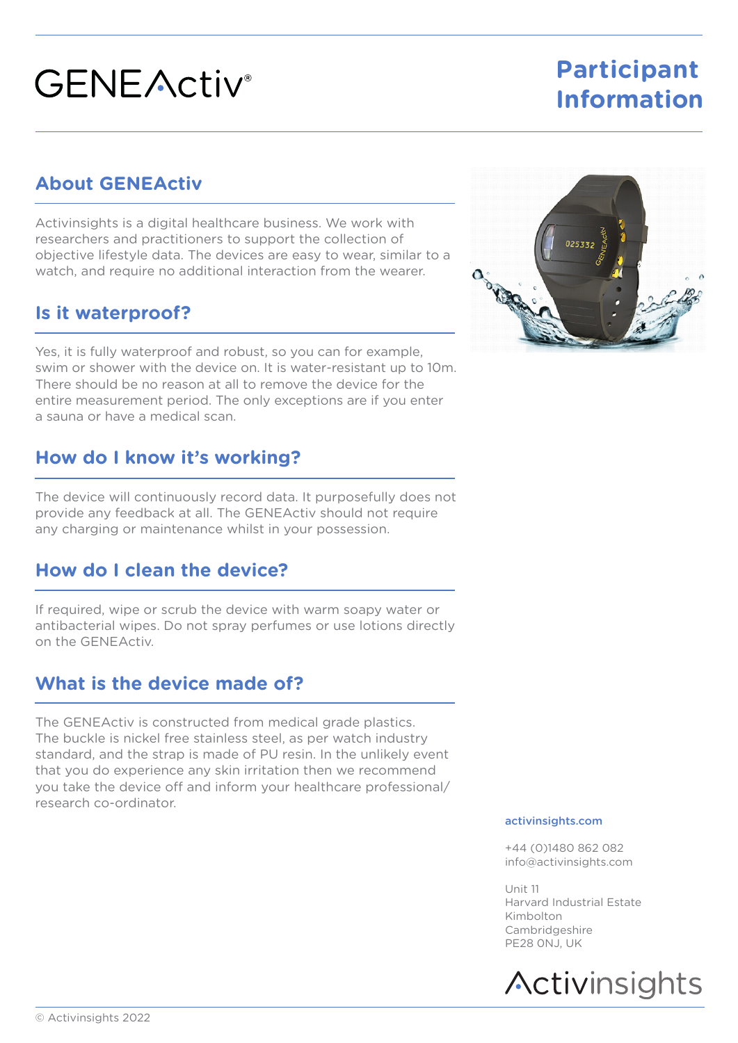# GENEActiv®

# Participant Information

## About GENEActiv

Activinsights is a digital healthcare business. We work with researchers and practitioners to support the collection of objective lifestyle data. The devices are easy to wear, similar to a watch, and require no additional interaction from the wearer.

## Is it waterproof?

Yes, it is fully waterproof and robust, so you can for example, swim or shower with the device on. It is water-resistant up to 10m. There should be no reason at all to remove the device for the entire measurement period. The only exceptions are if you enter a sauna or have a medical scan.

## How do I know it's working?

The device will continuously record data. It purposefully does not provide any feedback at all. The GENEActiv should not require any charging or maintenance whilst in your possession.

## How do I clean the device?

If required, wipe or scrub the device with warm soapy water or antibacterial wipes. Do not spray perfumes or use lotions directly on the GENEActiv.

## What is the device made of?

The GENEActiv is constructed from medical grade plastics. The buckle is nickel free stainless steel, as per watch industry standard, and the strap is made of PU resin. In the unlikely event that you do experience any skin irritation then we recommend you take the device off and inform your healthcare professional/ research co-ordinator.

activinsights.com

+44 (0)1480 862 082
info@activinsights.com

Unit 11
Harvard Industrial Estate
Kimbolton
Cambridgeshire
PE28 0NJ, UK

Activinsights

© Activinsights 2022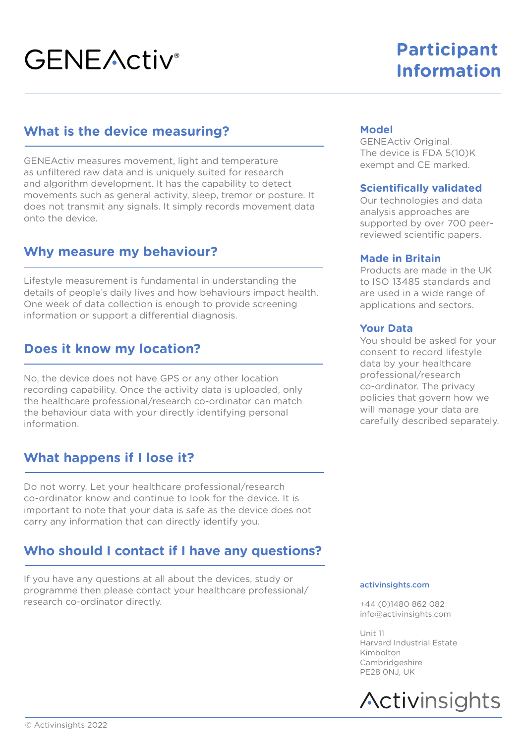GENEActiv®

# Participant Information

## What is the device measuring?

GENEActiv measures movement, light and temperature as unfiltered raw data and is uniquely suited for research and algorithm development. It has the capability to detect movements such as general activity, sleep, tremor or posture. It does not transmit any signals. It simply records movement data onto the device.

## Why measure my behaviour?

Lifestyle measurement is fundamental in understanding the details of people's daily lives and how behaviours impact health. One week of data collection is enough to provide screening information or support a differential diagnosis.

## Does it know my location?

No, the device does not have GPS or any other location recording capability. Once the activity data is uploaded, only the healthcare professional/research co-ordinator can match the behaviour data with your directly identifying personal information.

## What happens if I lose it?

Do not worry. Let your healthcare professional/research co-ordinator know and continue to look for the device. It is important to note that your data is safe as the device does not carry any information that can directly identify you.

## Who should I contact if I have any questions?

If you have any questions at all about the devices, study or programme then please contact your healthcare professional/ research co-ordinator directly.

### Model

GENEActiv Original.
The device is FDA 5(10)K exempt and CE marked.

### Scientifically validated

Our technologies and data analysis approaches are supported by over 700 peer-reviewed scientific papers.

### Made in Britain

Products are made in the UK to ISO 13485 standards and are used in a wide range of applications and sectors.

### Your Data

You should be asked for your consent to record lifestyle data by your healthcare professional/research co-ordinator. The privacy policies that govern how we will manage your data are carefully described separately.

activinsights.com

+44 (0)1480 862 082
info@activinsights.com

Unit 11
Harvard Industrial Estate
Kimbolton
Cambridgeshire
PE28 0NJ, UK

Activinsights

© Activinsights 2022